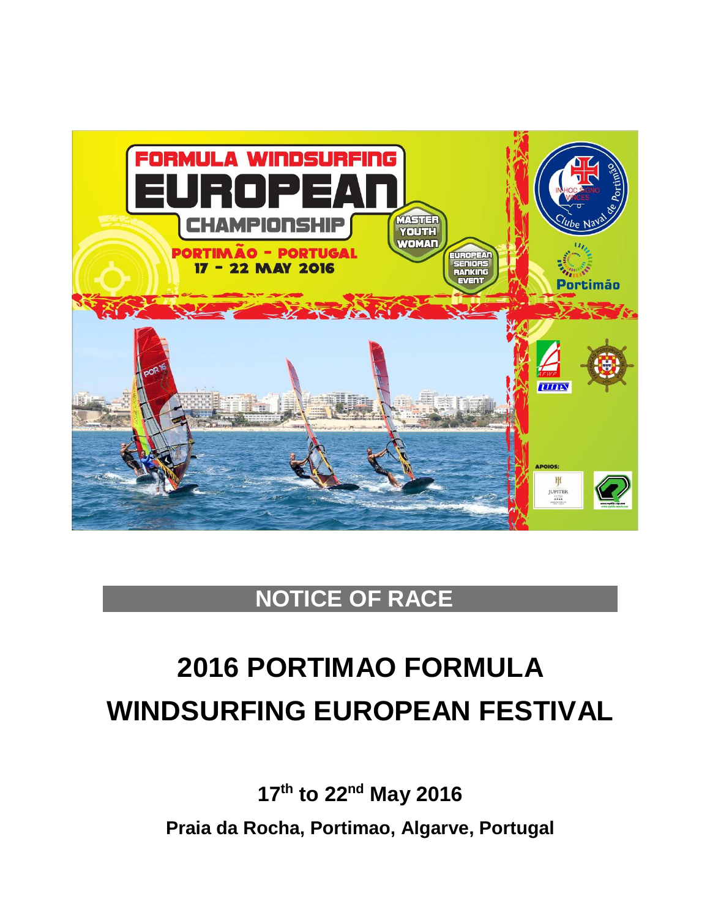## NOTICE OF RACE

# 2016 PORTIMAO FORMULA WINDSURFING EUROPEAN FESTIVAL

**17th to 22nd May 2016**

**Praia da Rocha, Portimao, Algarve, Portugal**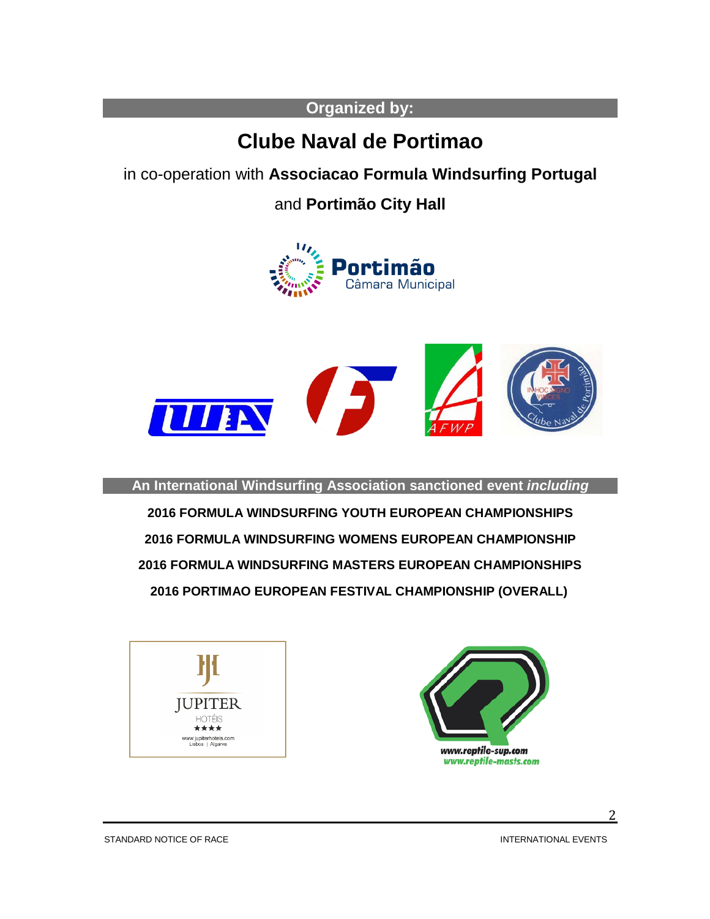**Organized by:**

# Clube Naval de Portimao

in co-operation with **Associacao Formula Windsurfing Portugal**

and **Portimão City Hall**

**An International Windsurfing Association sanctioned event *including***

**2016 FORMULA WINDSURFING YOUTH EUROPEAN CHAMPIONSHIPS**

**2016 FORMULA WINDSURFING WOMENS EUROPEAN CHAMPIONSHIP**

**2016 FORMULA WINDSURFING MASTERS EUROPEAN CHAMPIONSHIPS**

**2016 PORTIMAO EUROPEAN FESTIVAL CHAMPIONSHIP (OVERALL)**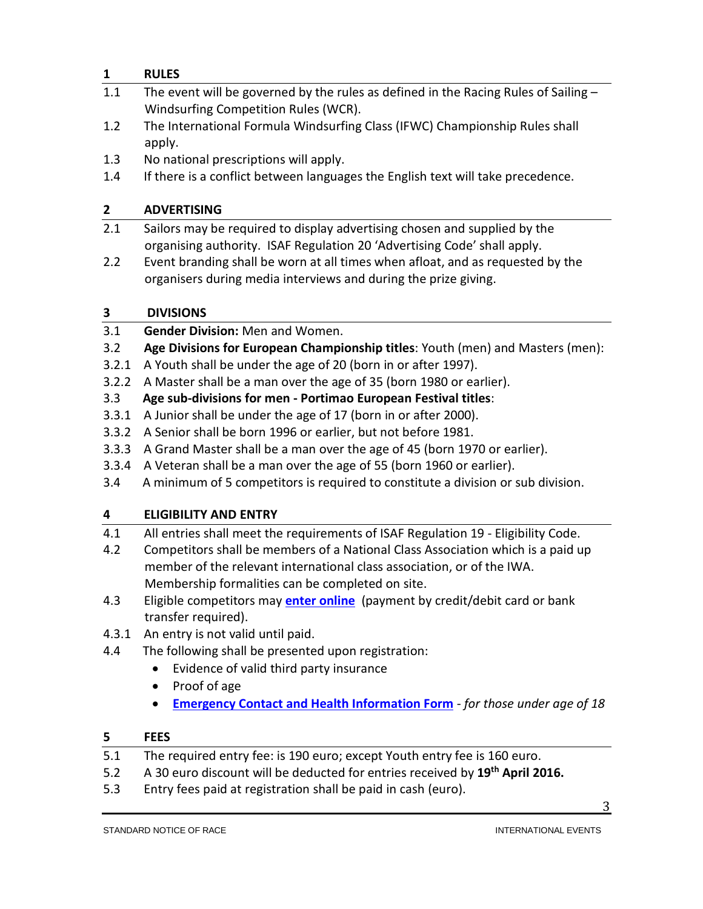## 1 RULES

1.1 The event will be governed by the rules as defined in the Racing Rules of Sailing – Windsurfing Competition Rules (WCR).

1.2 The International Formula Windsurfing Class (IFWC) Championship Rules shall apply.

1.3 No national prescriptions will apply.

1.4 If there is a conflict between languages the English text will take precedence.

## 2 ADVERTISING

2.1 Sailors may be required to display advertising chosen and supplied by the organising authority. ISAF Regulation 20 'Advertising Code' shall apply.

2.2 Event branding shall be worn at all times when afloat, and as requested by the organisers during media interviews and during the prize giving.

## 3 DIVISIONS

3.1 **Gender Division:** Men and Women.

3.2 **Age Divisions for European Championship titles**: Youth (men) and Masters (men):

3.2.1 A Youth shall be under the age of 20 (born in or after 1997).

3.2.2 A Master shall be a man over the age of 35 (born 1980 or earlier).

3.3 **Age sub-divisions for men - Portimao European Festival titles**:

3.3.1 A Junior shall be under the age of 17 (born in or after 2000).

3.3.2 A Senior shall be born 1996 or earlier, but not before 1981.

3.3.3 A Grand Master shall be a man over the age of 45 (born 1970 or earlier).

3.3.4 A Veteran shall be a man over the age of 55 (born 1960 or earlier).

3.4 A minimum of 5 competitors is required to constitute a division or sub division.

## 4 ELIGIBILITY AND ENTRY

4.1 All entries shall meet the requirements of ISAF Regulation 19 - Eligibility Code.

4.2 Competitors shall be members of a National Class Association which is a paid up member of the relevant international class association, or of the IWA. Membership formalities can be completed on site.

4.3 Eligible competitors may **enter online** (payment by credit/debit card or bank transfer required).

4.3.1 An entry is not valid until paid.

4.4 The following shall be presented upon registration:

- Evidence of valid third party insurance
- Proof of age
- **Emergency Contact and Health Information Form** - *for those under age of 18*

## 5 FEES

5.1 The required entry fee: is 190 euro; except Youth entry fee is 160 euro.

5.2 A 30 euro discount will be deducted for entries received by **19th April 2016.**

5.3 Entry fees paid at registration shall be paid in cash (euro).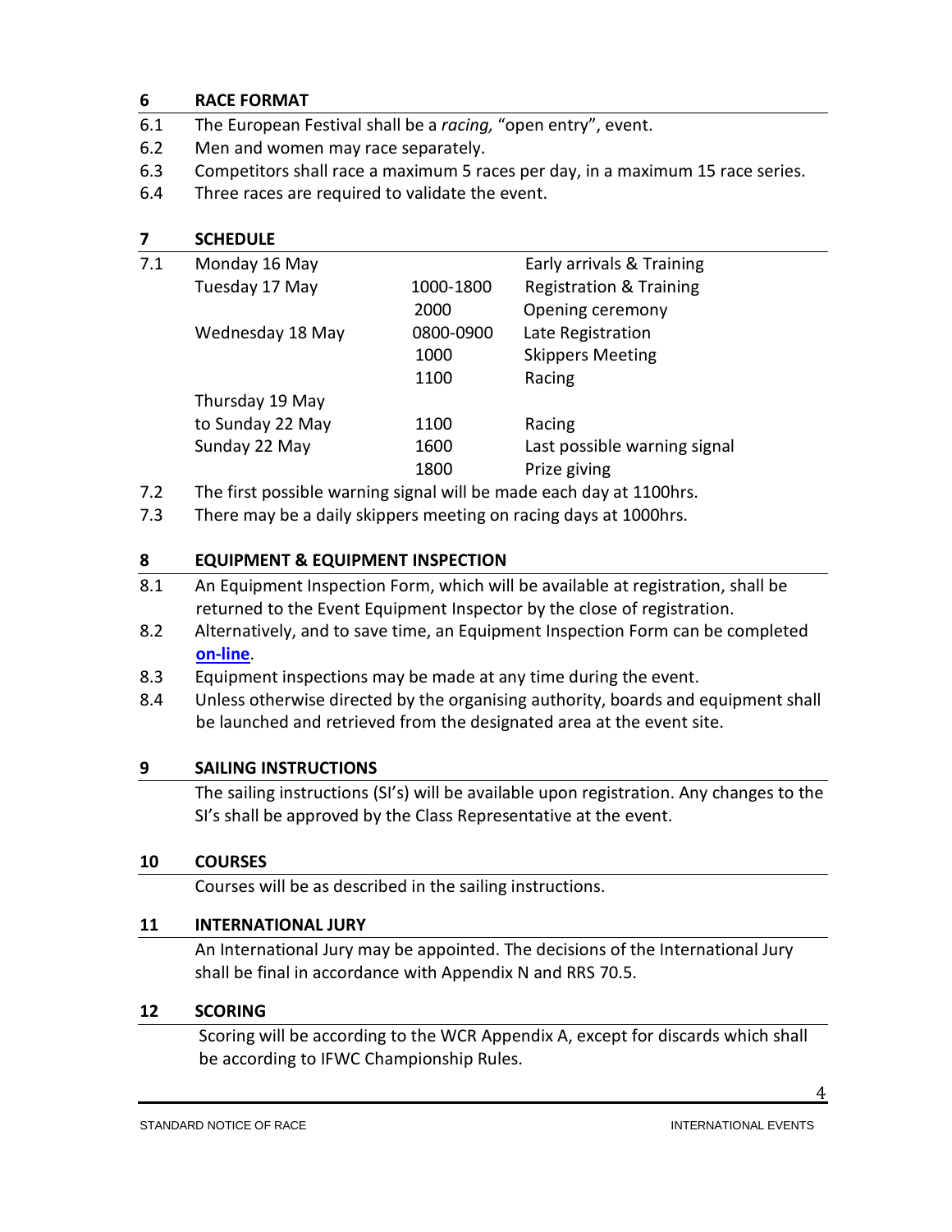## 6 RACE FORMAT

6.1 The European Festival shall be a *racing,* "open entry", event.

6.2 Men and women may race separately.

6.3 Competitors shall race a maximum 5 races per day, in a maximum 15 race series.

6.4 Three races are required to validate the event.

## 7 SCHEDULE

7.1

| Day | Time | Activity |
|---|---|---|
| Monday 16 May | | Early arrivals & Training |
| Tuesday 17 May | 1000-1800 | Registration & Training |
| | 2000 | Opening ceremony |
| Wednesday 18 May | 0800-0900 | Late Registration |
| | 1000 | Skippers Meeting |
| | 1100 | Racing |
| Thursday 19 May to Sunday 22 May | 1100 | Racing |
| Sunday 22 May | 1600 | Last possible warning signal |
| | 1800 | Prize giving |

7.2 The first possible warning signal will be made each day at 1100hrs.

7.3 There may be a daily skippers meeting on racing days at 1000hrs.

## 8 EQUIPMENT & EQUIPMENT INSPECTION

8.1 An Equipment Inspection Form, which will be available at registration, shall be returned to the Event Equipment Inspector by the close of registration.

8.2 Alternatively, and to save time, an Equipment Inspection Form can be completed **on-line**.

8.3 Equipment inspections may be made at any time during the event.

8.4 Unless otherwise directed by the organising authority, boards and equipment shall be launched and retrieved from the designated area at the event site.

## 9 SAILING INSTRUCTIONS

The sailing instructions (SI's) will be available upon registration. Any changes to the SI's shall be approved by the Class Representative at the event.

## 10 COURSES

Courses will be as described in the sailing instructions.

## 11 INTERNATIONAL JURY

An International Jury may be appointed. The decisions of the International Jury shall be final in accordance with Appendix N and RRS 70.5.

## 12 SCORING

Scoring will be according to the WCR Appendix A, except for discards which shall be according to IFWC Championship Rules.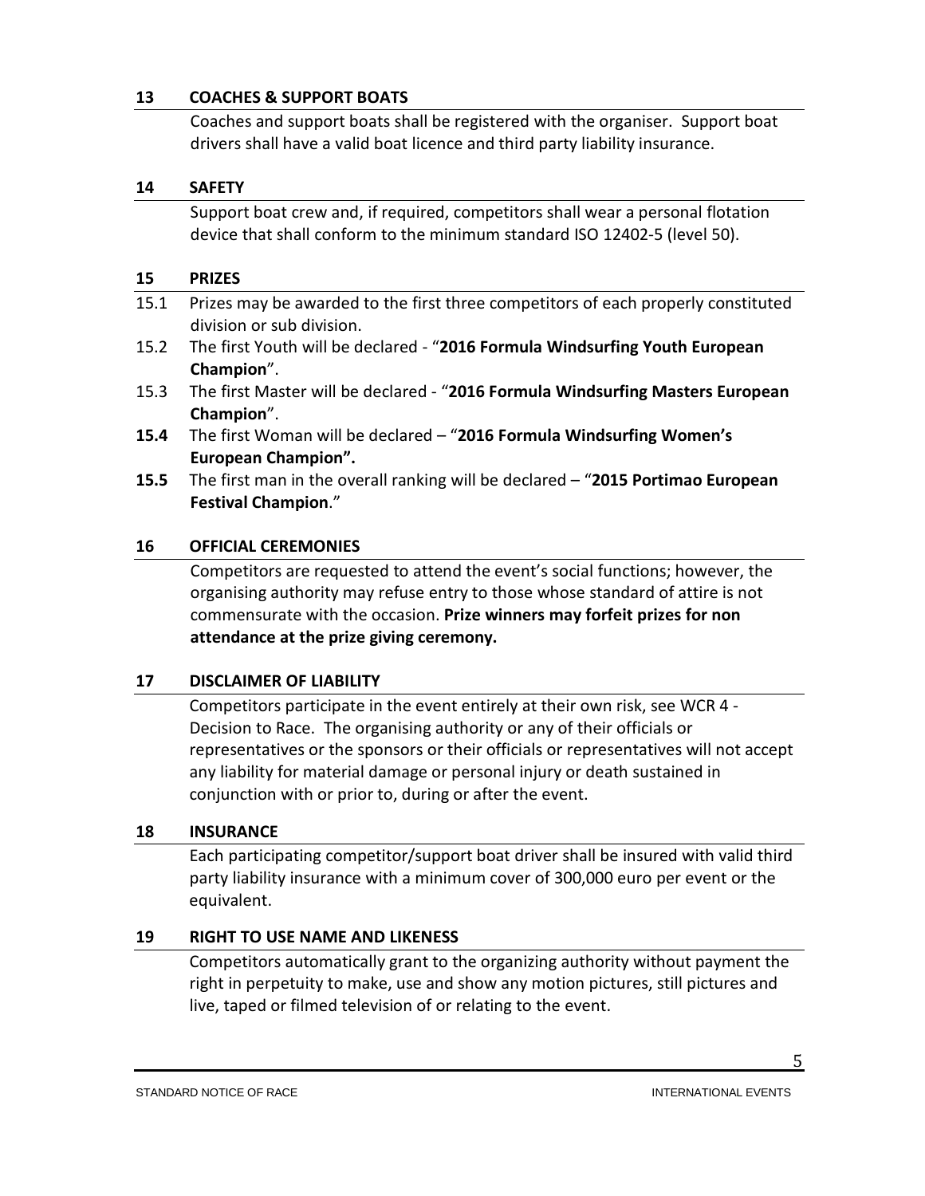## 13 COACHES & SUPPORT BOATS

Coaches and support boats shall be registered with the organiser. Support boat drivers shall have a valid boat licence and third party liability insurance.

## 14 SAFETY

Support boat crew and, if required, competitors shall wear a personal flotation device that shall conform to the minimum standard ISO 12402-5 (level 50).

## 15 PRIZES

15.1 Prizes may be awarded to the first three competitors of each properly constituted division or sub division.

15.2 The first Youth will be declared - "**2016 Formula Windsurfing Youth European Champion**".

15.3 The first Master will be declared - "**2016 Formula Windsurfing Masters European Champion**".

**15.4** The first Woman will be declared – "**2016 Formula Windsurfing Women's European Champion".**

**15.5** The first man in the overall ranking will be declared – "**2015 Portimao European Festival Champion**."

## 16 OFFICIAL CEREMONIES

Competitors are requested to attend the event's social functions; however, the organising authority may refuse entry to those whose standard of attire is not commensurate with the occasion. **Prize winners may forfeit prizes for non attendance at the prize giving ceremony.**

## 17 DISCLAIMER OF LIABILITY

Competitors participate in the event entirely at their own risk, see WCR 4 - Decision to Race. The organising authority or any of their officials or representatives or the sponsors or their officials or representatives will not accept any liability for material damage or personal injury or death sustained in conjunction with or prior to, during or after the event.

## 18 INSURANCE

Each participating competitor/support boat driver shall be insured with valid third party liability insurance with a minimum cover of 300,000 euro per event or the equivalent.

## 19 RIGHT TO USE NAME AND LIKENESS

Competitors automatically grant to the organizing authority without payment the right in perpetuity to make, use and show any motion pictures, still pictures and live, taped or filmed television of or relating to the event.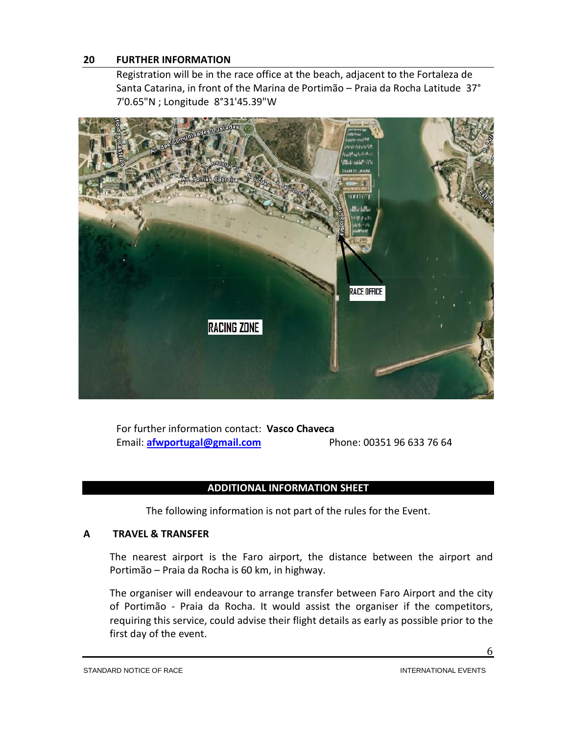## 20 FURTHER INFORMATION

Registration will be in the race office at the beach, adjacent to the Fortaleza de Santa Catarina, in front of the Marina de Portimão – Praia da Rocha Latitude 37° 7'0.65"N ; Longitude 8°31'45.39"W

For further information contact: **Vasco Chaveca**
Email: **afwportugal@gmail.com** Phone: 00351 96 633 76 64

## ADDITIONAL INFORMATION SHEET

The following information is not part of the rules for the Event.

### A TRAVEL & TRANSFER

The nearest airport is the Faro airport, the distance between the airport and Portimão – Praia da Rocha is 60 km, in highway.

The organiser will endeavour to arrange transfer between Faro Airport and the city of Portimão - Praia da Rocha. It would assist the organiser if the competitors, requiring this service, could advise their flight details as early as possible prior to the first day of the event.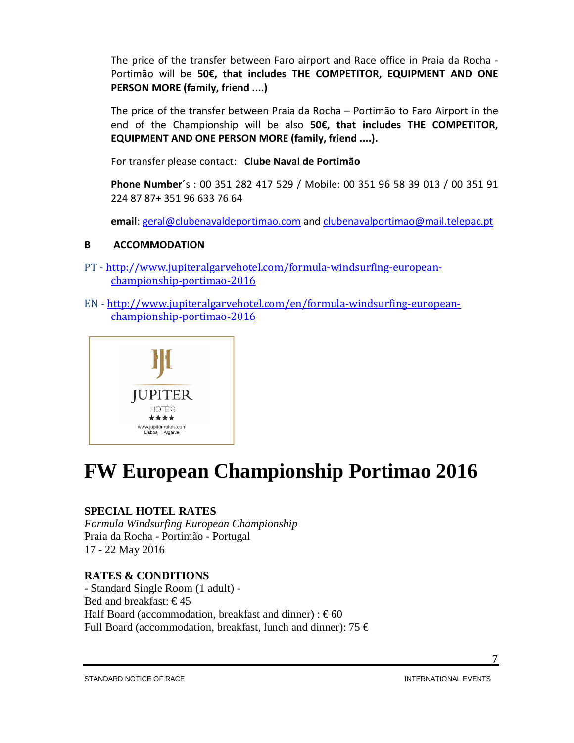The price of the transfer between Faro airport and Race office in Praia da Rocha - Portimão will be **50€, that includes THE COMPETITOR, EQUIPMENT AND ONE PERSON MORE (family, friend ....)**

The price of the transfer between Praia da Rocha – Portimão to Faro Airport in the end of the Championship will be also **50€, that includes THE COMPETITOR, EQUIPMENT AND ONE PERSON MORE (family, friend ....).**

For transfer please contact: **Clube Naval de Portimão**

**Phone Number**´s : 00 351 282 417 529 / Mobile: 00 351 96 58 39 013 / 00 351 91 224 87 87+ 351 96 633 76 64

**email**: geral@clubenavaldeportimao.com and clubenavalportimao@mail.telepac.pt

## B ACCOMMODATION

PT - http://www.jupiteralgarvehotel.com/formula-windsurfing-european-championship-portimao-2016

EN - http://www.jupiteralgarvehotel.com/en/formula-windsurfing-european-championship-portimao-2016

JUPITER HOTÉIS ★★★★
www.jupiterhotels.com
Lisboa | Algarve

# FW European Championship Portimao 2016

**SPECIAL HOTEL RATES**
*Formula Windsurfing European Championship*
Praia da Rocha - Portimão - Portugal
17 - 22 May 2016

**RATES & CONDITIONS**
- Standard Single Room (1 adult) -
Bed and breakfast: € 45
Half Board (accommodation, breakfast and dinner) : € 60
Full Board (accommodation, breakfast, lunch and dinner): 75 €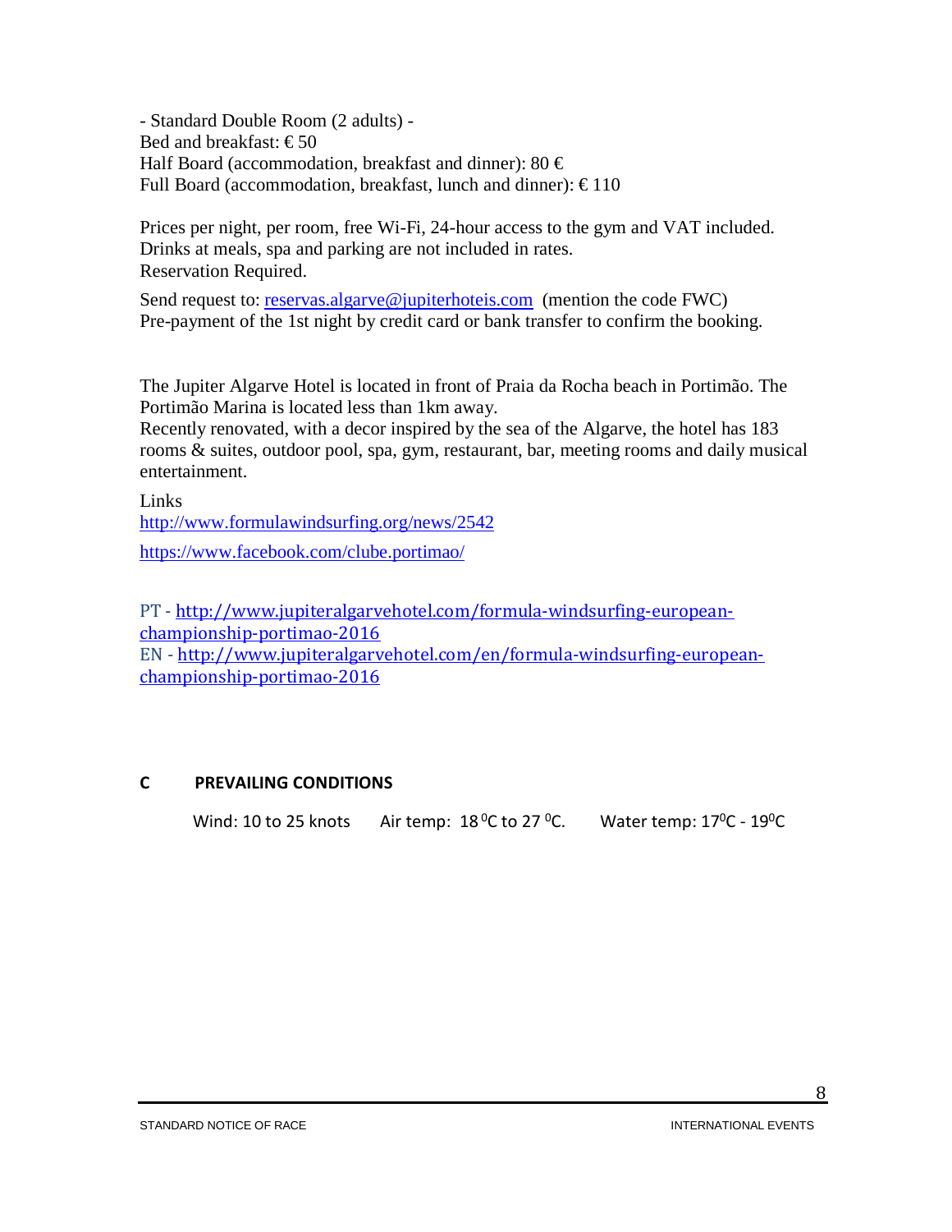- Standard Double Room (2 adults) -
Bed and breakfast: € 50
Half Board (accommodation, breakfast and dinner): 80 €
Full Board (accommodation, breakfast, lunch and dinner): € 110

Prices per night, per room, free Wi-Fi, 24-hour access to the gym and VAT included.
Drinks at meals, spa and parking are not included in rates.
Reservation Required.

Send request to: reservas.algarve@jupiterhoteis.com (mention the code FWC)
Pre-payment of the 1st night by credit card or bank transfer to confirm the booking.

The Jupiter Algarve Hotel is located in front of Praia da Rocha beach in Portimão. The Portimão Marina is located less than 1km away.
Recently renovated, with a decor inspired by the sea of the Algarve, the hotel has 183 rooms & suites, outdoor pool, spa, gym, restaurant, bar, meeting rooms and daily musical entertainment.

Links
http://www.formulawindsurfing.org/news/2542

https://www.facebook.com/clube.portimao/

PT - http://www.jupiteralgarvehotel.com/formula-windsurfing-european-championship-portimao-2016
EN - http://www.jupiteralgarvehotel.com/en/formula-windsurfing-european-championship-portimao-2016

## C PREVAILING CONDITIONS

Wind: 10 to 25 knots    Air temp: 18 ºC to 27 ºC.    Water temp: 17ºC - 19ºC